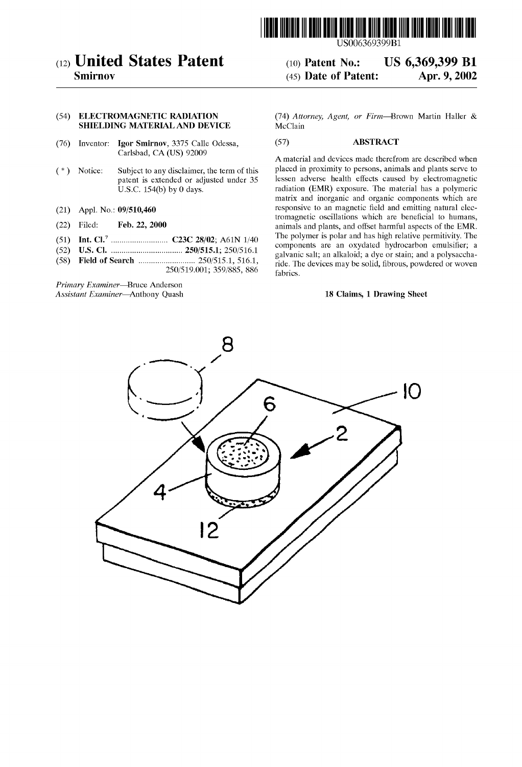US006369399B1

# (12) United States Patent

**Smirnov**

(10) **Patent No.:** **US 6,369,399 B1**

(45) **Date of Patent:** **Apr. 9, 2002**

(54) **ELECTROMAGNETIC RADIATION SHIELDING MATERIAL AND DEVICE**

(76) Inventor: **Igor Smirnov**, 3375 Calle Odessa, Carlsbad, CA (US) 92009

( * ) Notice: Subject to any disclaimer, the term of this patent is extended or adjusted under 35 U.S.C. 154(b) by 0 days.

(21) Appl. No.: **09/510,460**

(22) Filed: **Feb. 22, 2000**

(51) **Int. Cl.**[7] .......................... **C23C 28/02**; A61N 1/40

(52) **U.S. Cl.** .................................. **250/515.1**; 250/516.1

(58) **Field of Search** .......................... 250/515.1, 516.1, 250/519.001; 359/885, 886

*Primary Examiner*—Bruce Anderson
*Assistant Examiner*—Anthony Quash

(74) *Attorney, Agent, or Firm*—Brown Martin Haller & McClain

## (57) ABSTRACT

A material and devices made therefrom are described when placed in proximity to persons, animals and plants serve to lessen adverse health effects caused by electromagnetic radiation (EMR) exposure. The material has a polymeric matrix and inorganic and organic components which are responsive to an magnetic field and emitting natural electromagnetic oscillations which are beneficial to humans, animals and plants, and offset harmful aspects of the EMR. The polymer is polar and has high relative permitivity. The components are an oxydated hydrocarbon emulsifier; a galvanic salt; an alkaloid; a dye or stain; and a polysaccharide. The devices may be solid, fibrous, powdered or woven fabrics.

**18 Claims, 1 Drawing Sheet**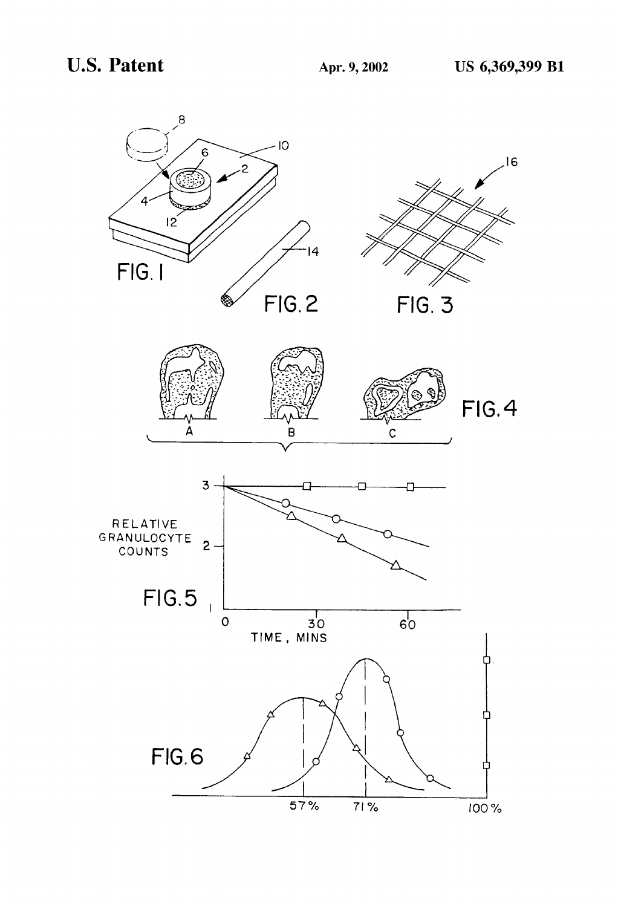FIG. 1

FIG. 2

FIG. 3

FIG. 4

FIG. 5

FIG. 6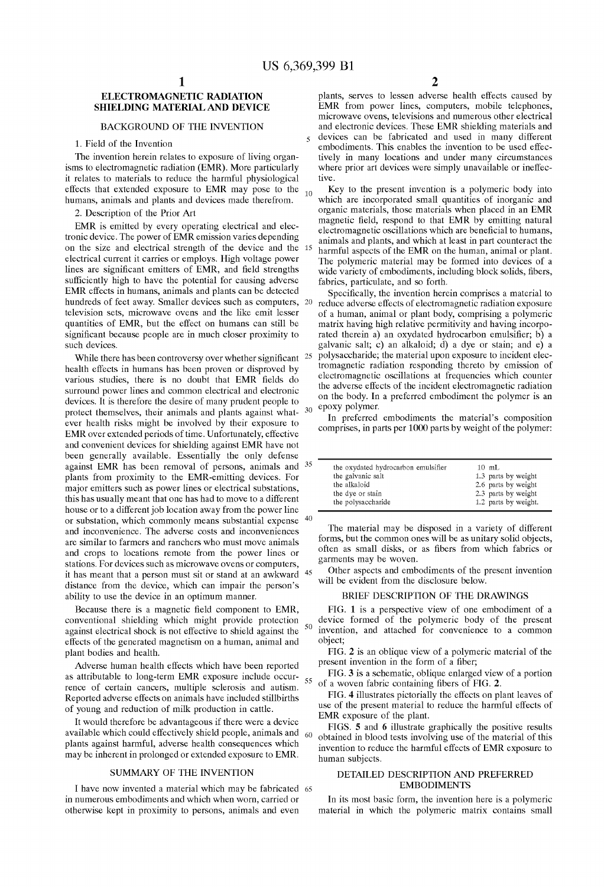## ELECTROMAGNETIC RADIATION SHIELDING MATERIAL AND DEVICE

### BACKGROUND OF THE INVENTION

1. Field of the Invention

The invention herein relates to exposure of living organisms to electromagnetic radiation (EMR). More particularly it relates to materials to reduce the harmful physiological effects that extended exposure to EMR may pose to the humans, animals and plants and devices made therefrom.

2. Description of the Prior Art

EMR is emitted by every operating electrical and electronic device. The power of EMR emission varies depending on the size and electrical strength of the device and the electrical current it carries or employs. High voltage power lines are significant emitters of EMR, and field strengths sufficiently high to have the potential for causing adverse EMR effects in humans, animals and plants can be detected hundreds of feet away. Smaller devices such as computers, television sets, microwave ovens and the like emit lesser quantities of EMR, but the effect on humans can still be significant because people are in much closer proximity to such devices.

While there has been controversy over whether significant health effects in humans has been proven or disproved by various studies, there is no doubt that EMR fields do surround power lines and common electrical and electronic devices. It is therefore the desire of many prudent people to protect themselves, their animals and plants against whatever health risks might be involved by their exposure to EMR over extended periods of time. Unfortunately, effective and convenient devices for shielding against EMR have not been generally available. Essentially the only defense against EMR has been removal of persons, animals and plants from proximity to the EMR-emitting devices. For major emitters such as power lines or electrical substations, this has usually meant that one has had to move to a different house or to a different job location away from the power line or substation, which commonly means substantial expense and inconvenience. The adverse costs and inconveniences are similar to farmers and ranchers who must move animals and crops to locations remote from the power lines or stations. For devices such as microwave ovens or computers, it has meant that a person must sit or stand at an awkward distance from the device, which can impair the person's ability to use the device in an optimum manner.

Because there is a magnetic field component to EMR, conventional shielding which might provide protection against electrical shock is not effective to shield against the effects of the generated magnetism on a human, animal and plant bodies and health.

Adverse human health effects which have been reported as attributable to long-term EMR exposure include occurrence of certain cancers, multiple sclerosis and autism. Reported adverse effects on animals have included stillbirths of young and reduction of milk production in cattle.

It would therefore be advantageous if there were a device available which could effectively shield people, animals and plants against harmful, adverse health consequences which may be inherent in prolonged or extended exposure to EMR.

### SUMMARY OF THE INVENTION

I have now invented a material which may be fabricated in numerous embodiments and which when worn, carried or otherwise kept in proximity to persons, animals and even plants, serves to lessen adverse health effects caused by EMR from power lines, computers, mobile telephones, microwave ovens, televisions and numerous other electrical and electronic devices. These EMR shielding materials and devices can be fabricated and used in many different embodiments. This enables the invention to be used effectively in many locations and under many circumstances where prior art devices were simply unavailable or ineffective.

Key to the present invention is a polymeric body into which are incorporated small quantities of inorganic and organic materials, those materials when placed in an EMR magnetic field, respond to that EMR by emitting natural electromagnetic oscillations which are beneficial to humans, animals and plants, and which at least in part counteract the harmful aspects of the EMR on the human, animal or plant. The polymeric material may be formed into devices of a wide variety of embodiments, including block solids, fibers, fabrics, particulate, and so forth.

Specifically, the invention herein comprises a material to reduce adverse effects of electromagnetic radiation exposure of a human, animal or plant body, comprising a polymeric matrix having high relative permitivity and having incorporated therein a) an oxydated hydrocarbon emulsifier; b) a galvanic salt; c) an alkaloid; d) a dye or stain; and e) a polysaccharide; the material upon exposure to incident electromagnetic radiation responding thereto by emission of electromagnetic oscillations at frequencies which counter the adverse effects of the incident electromagnetic radiation on the body. In a preferred embodiment the polymer is an epoxy polymer.

In preferred embodiments the material's composition comprises, in parts per 1000 parts by weight of the polymer:

| | |
|---|---|
| the oxydated hydrocarbon emulsifier | 10 mL |
| the galvanic salt | 1.3 parts by weight |
| the alkaloid | 2.6 parts by weight |
| the dye or stain | 2.3 parts by weight |
| the polysaccharide | 1.2 parts by weight. |

The material may be disposed in a variety of different forms, but the common ones will be as unitary solid objects, often as small disks, or as fibers from which fabrics or garments may be woven.

Other aspects and embodiments of the present invention will be evident from the disclosure below.

### BRIEF DESCRIPTION OF THE DRAWINGS

FIG. **1** is a perspective view of one embodiment of a device formed of the polymeric body of the present invention, and attached for convenience to a common object;

FIG. **2** is an oblique view of a polymeric material of the present invention in the form of a fiber;

FIG. **3** is a schematic, oblique enlarged view of a portion of a woven fabric containing fibers of FIG. **2**.

FIG. **4** illustrates pictorially the effects on plant leaves of use of the present material to reduce the harmful effects of EMR exposure of the plant.

FIGS. **5** and **6** illustrate graphically the positive results obtained in blood tests involving use of the material of this invention to reduce the harmful effects of EMR exposure to human subjects.

### DETAILED DESCRIPTION AND PREFERRED EMBODIMENTS

In its most basic form, the invention here is a polymeric material in which the polymeric matrix contains small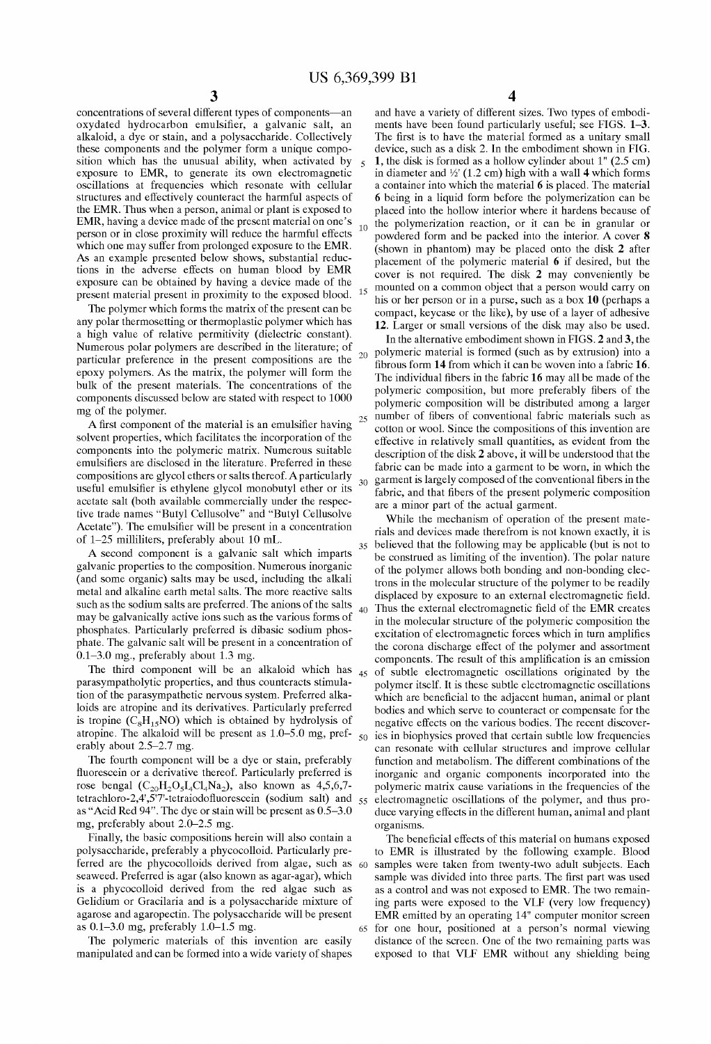concentrations of several different types of components—an oxydated hydrocarbon emulsifier, a galvanic salt, an alkaloid, a dye or stain, and a polysaccharide. Collectively these components and the polymer form a unique composition which has the unusual ability, when activated by exposure to EMR, to generate its own electromagnetic oscillations at frequencies which resonate with cellular structures and effectively counteract the harmful aspects of the EMR. Thus when a person, animal or plant is exposed to EMR, having a device made of the present material on one's person or in close proximity will reduce the harmful effects which one may suffer from prolonged exposure to the EMR. As an example presented below shows, substantial reductions in the adverse effects on human blood by EMR exposure can be obtained by having a device made of the present material present in proximity to the exposed blood.

The polymer which forms the matrix of the present can be any polar thermosetting or thermoplastic polymer which has a high value of relative permittivity (dielectric constant). Numerous polar polymers are described in the literature; of particular preference in the present compositions are the epoxy polymers. As the matrix, the polymer will form the bulk of the present materials. The concentrations of the components discussed below are stated with respect to 1000 mg of the polymer.

A first component of the material is an emulsifier having solvent properties, which facilitates the incorporation of the components into the polymeric matrix. Numerous suitable emulsifiers are disclosed in the literature. Preferred in these compositions are glycol ethers or salts thereof. A particularly useful emulsifier is ethylene glycol monobutyl ether or its acetate salt (both available commercially under the respective trade names "Butyl Cellusolve" and "Butyl Cellusolve Acetate"). The emulsifier will be present in a concentration of 1–25 milliliters, preferably about 10 mL.

A second component is a galvanic salt which imparts galvanic properties to the composition. Numerous inorganic (and some organic) salts may be used, including the alkali metal and alkaline earth metal salts. The more reactive salts such as the sodium salts are preferred. The anions of the salts may be galvanically active ions such as the various forms of phosphates. Particularly preferred is dibasic sodium phosphate. The galvanic salt will be present in a concentration of 0.1–3.0 mg., preferably about 1.3 mg.

The third component will be an alkaloid which has parasympatholytic properties, and thus counteracts stimulation of the parasympathetic nervous system. Preferred alkaloids are atropine and its derivatives. Particularly preferred is tropine ($C_8H_{15}NO$) which is obtained by hydrolysis of atropine. The alkaloid will be present as 1.0–5.0 mg, preferably about 2.5–2.7 mg.

The fourth component will be a dye or stain, preferably fluorescein or a derivative thereof. Particularly preferred is rose bengal ($C_{20}H_2O_5I_4Cl_4Na_2$), also known as 4,5,6,7-tetrachloro-2,4',5'7'-tetraiodofluorescein (sodium salt) and as "Acid Red 94". The dye or stain will be present as 0.5–3.0 mg, preferably about 2.0–2.5 mg.

Finally, the basic compositions herein will also contain a polysaccharide, preferably a phycocolloid. Particularly preferred are the phycocolloids derived from algae, such as seaweed. Preferred is agar (also known as agar-agar), which is a phycocolloid derived from the red algae such as Gelidium or Gracilaria and is a polysaccharide mixture of agarose and agaropectin. The polysaccharide will be present as 0.1–3.0 mg, preferably 1.0–1.5 mg.

The polymeric materials of this invention are easily manipulated and can be formed into a wide variety of shapes and have a variety of different sizes. Two types of embodiments have been found particularly useful; see FIGS. 1–3. The first is to have the material formed as a unitary small device, such as a disk 2. In the embodiment shown in FIG. 1, the disk is formed as a hollow cylinder about 1" (2.5 cm) in diameter and ½' (1.2 cm) high with a wall 4 which forms a container into which the material 6 is placed. The material 6 being in a liquid form before the polymerization can be placed into the hollow interior where it hardens because of the polymerization reaction, or it can be in granular or powdered form and be packed into the interior. A cover 8 (shown in phantom) may be placed onto the disk 2 after placement of the polymeric material 6 if desired, but the cover is not required. The disk 2 may conveniently be mounted on a common object that a person would carry on his or her person or in a purse, such as a box 10 (perhaps a compact, keycase or the like), by use of a layer of adhesive 12. Larger or small versions of the disk may also be used.

In the alternative embodiment shown in FIGS. 2 and 3, the polymeric material is formed (such as by extrusion) into a fibrous form 14 from which it can be woven into a fabric 16. The individual fibers in the fabric 16 may all be made of the polymeric composition, but more preferably fibers of the polymeric composition will be distributed among a larger number of fibers of conventional fabric materials such as cotton or wool. Since the compositions of this invention are effective in relatively small quantities, as evident from the description of the disk 2 above, it will be understood that the fabric can be made into a garment to be worn, in which the garment is largely composed of the conventional fibers in the fabric, and that fibers of the present polymeric composition are a minor part of the actual garment.

While the mechanism of operation of the present materials and devices made therefrom is not known exactly, it is believed that the following may be applicable (but is not to be construed as limiting of the invention). The polar nature of the polymer allows both bonding and non-bonding electrons in the molecular structure of the polymer to be readily displaced by exposure to an external electromagnetic field. Thus the external electromagnetic field of the EMR creates in the molecular structure of the polymeric composition the excitation of electromagnetic forces which in turn amplifies the corona discharge effect of the polymer and assortment components. The result of this amplification is an emission of subtle electromagnetic oscillations originated by the polymer itself. It is these subtle electromagnetic oscillations which are beneficial to the adjacent human, animal or plant bodies and which serve to counteract or compensate for the negative effects on the various bodies. The recent discoveries in biophysics proved that certain subtle low frequencies can resonate with cellular structures and improve cellular function and metabolism. The different combinations of the inorganic and organic components incorporated into the polymeric matrix cause variations in the frequencies of the electromagnetic oscillations of the polymer, and thus produce varying effects in the different human, animal and plant organisms.

The beneficial effects of this material on humans exposed to EMR is illustrated by the following example. Blood samples were taken from twenty-two adult subjects. Each sample was divided into three parts. The first part was used as a control and was not exposed to EMR. The two remaining parts were exposed to the VLF (very low frequency) EMR emitted by an operating 14" computer monitor screen for one hour, positioned at a person's normal viewing distance of the screen. One of the two remaining parts was exposed to that VLF EMR without any shielding being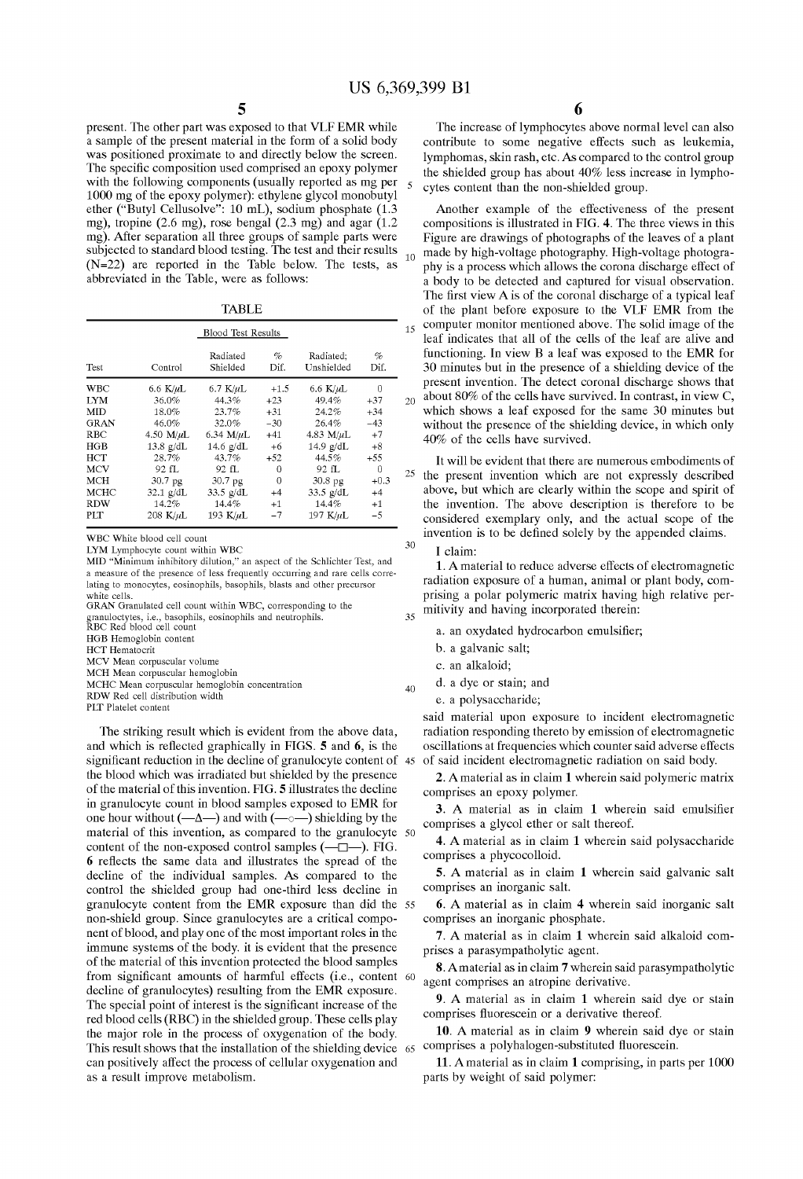present. The other part was exposed to that VLF EMR while a sample of the present material in the form of a solid body was positioned proximate to and directly below the screen. The specific composition used comprised an epoxy polymer with the following components (usually reported as mg per 1000 mg of the epoxy polymer): ethylene glycol monobutyl ether ("Butyl Cellusolve": 10 mL), sodium phosphate (1.3 mg), tropine (2.6 mg), rose bengal (2.3 mg) and agar (1.2 mg). After separation all three groups of sample parts were subjected to standard blood testing. The test and their results (N=22) are reported in the Table below. The tests, as abbreviated in the Table, were as follows:

TABLE

| Blood Test Results | | | | | |
|---|---|---|---|---|---|
| Test | Control | Radiated Shielded | % Dif. | Radiated; Unshielded | % Dif. |
| WBC | 6.6 K/μL | 6.7 K/μL | +1.5 | 6.6 K/μL | 0 |
| LYM | 36.0% | 44.3% | +23 | 49.4% | +37 |
| MID | 18.0% | 23.7% | +31 | 24.2% | +34 |
| GRAN | 46.0% | 32.0% | −30 | 26.4% | −43 |
| RBC | 4.50 M/μL | 6.34 M/μL | +41 | 4.83 M/μL | +7 |
| HGB | 13.8 g/dL | 14.6 g/dL | +6 | 14.9 g/dL | +8 |
| HCT | 28.7% | 43.7% | +52 | 44.5% | +55 |
| MCV | 92 fL | 92 fL | 0 | 92 fL | 0 |
| MCH | 30.7 pg | 30.7 pg | 0 | 30.8 pg | +0.3 |
| MCHC | 32.1 g/dL | 33.5 g/dL | +4 | 33.5 g/dL | +4 |
| RDW | 14.2% | 14.4% | +1 | 14.4% | +1 |
| PLT | 208 K/μL | 193 K/μL | −7 | 197 K/μL | −5 |

WBC White blood cell count
LYM Lymphocyte count within WBC
MID "Minimum inhibitory dilution," an aspect of the Schlichter Test, and a measure of the presence of less frequently occurring and rare cells correlating to monocytes, eosinophils, basophils, blasts and other precursor white cells.
GRAN Granulated cell count within WBC, corresponding to the granuloctytes, i.e., basophils, eosinophils and neutrophils.
RBC Red blood cell count
HGB Hemoglobin content
HCT Hematocrit
MCV Mean corpuscular volume
MCH Mean corpuscular hemoglobin
MCHC Mean corpuscular hemoglobin concentration
RDW Red cell distribution width
PLT Platelet content

The striking result which is evident from the above data, and which is reflected graphically in FIGS. **5** and **6**, is the significant reduction in the decline of granulocyte content of the blood which was irradiated but shielded by the presence of the material of this invention. FIG. **5** illustrates the decline in granulocyte count in blood samples exposed to EMR for one hour without (—Δ—) and with (—○—) shielding by the material of this invention, as compared to the granulocyte content of the non-exposed control samples (—□—). FIG. **6** reflects the same data and illustrates the spread of the decline of the individual samples. As compared to the control the shielded group had one-third less decline in granulocyte content from the EMR exposure than did the non-shield group. Since granulocytes are a critical component of blood, and play one of the most important roles in the immune systems of the body. it is evident that the presence of the material of this invention protected the blood samples from significant amounts of harmful effects (i.e., content decline of granulocytes) resulting from the EMR exposure. The special point of interest is the significant increase of the red blood cells (RBC) in the shielded group. These cells play the major role in the process of oxygenation of the body. This result shows that the installation of the shielding device can positively affect the process of cellular oxygenation and as a result improve metabolism.

The increase of lymphocytes above normal level can also contribute to some negative effects such as leukemia, lymphomas, skin rash, etc. As compared to the control group the shielded group has about 40% less increase in lymphocytes content than the non-shielded group.

Another example of the effectiveness of the present compositions is illustrated in FIG. **4**. The three views in this Figure are drawings of photographs of the leaves of a plant made by high-voltage photography. High-voltage photography is a process which allows the corona discharge effect of a body to be detected and captured for visual observation. The first view A is of the coronal discharge of a typical leaf of the plant before exposure to the VLF EMR from the computer monitor mentioned above. The solid image of the leaf indicates that all of the cells of the leaf are alive and functioning. In view B a leaf was exposed to the EMR for 30 minutes but in the presence of a shielding device of the present invention. The detect coronal discharge shows that about 80% of the cells have survived. In contrast, in view C, which shows a leaf exposed for the same 30 minutes but without the presence of the shielding device, in which only 40% of the cells have survived.

It will be evident that there are numerous embodiments of the present invention which are not expressly described above, but which are clearly within the scope and spirit of the invention. The above description is therefore to be considered exemplary only, and the actual scope of the invention is to be defined solely by the appended claims.

I claim:

**1**. A material to reduce adverse effects of electromagnetic radiation exposure of a human, animal or plant body, comprising a polar polymeric matrix having high relative permitivity and having incorporated therein:

a. an oxydated hydrocarbon emulsifier;

b. a galvanic salt;

c. an alkaloid;

d. a dye or stain; and

e. a polysaccharide;

said material upon exposure to incident electromagnetic radiation responding thereto by emission of electromagnetic oscillations at frequencies which counter said adverse effects of said incident electromagnetic radiation on said body.

**2**. A material as in claim **1** wherein said polymeric matrix comprises an epoxy polymer.

**3**. A material as in claim **1** wherein said emulsifier comprises a glycol ether or salt thereof.

**4**. A material as in claim **1** wherein said polysaccharide comprises a phycocolloid.

**5**. A material as in claim **1** wherein said galvanic salt comprises an inorganic salt.

**6**. A material as in claim **4** wherein said inorganic salt comprises an inorganic phosphate.

**7**. A material as in claim **1** wherein said alkaloid comprises a parasympatholytic agent.

**8**. A material as in claim **7** wherein said parasympatholytic agent comprises an atropine derivative.

**9**. A material as in claim **1** wherein said dye or stain comprises fluorescein or a derivative thereof.

**10**. A material as in claim **9** wherein said dye or stain comprises a polyhalogen-substituted fluorescein.

**11**. A material as in claim **1** comprising, in parts per 1000 parts by weight of said polymer: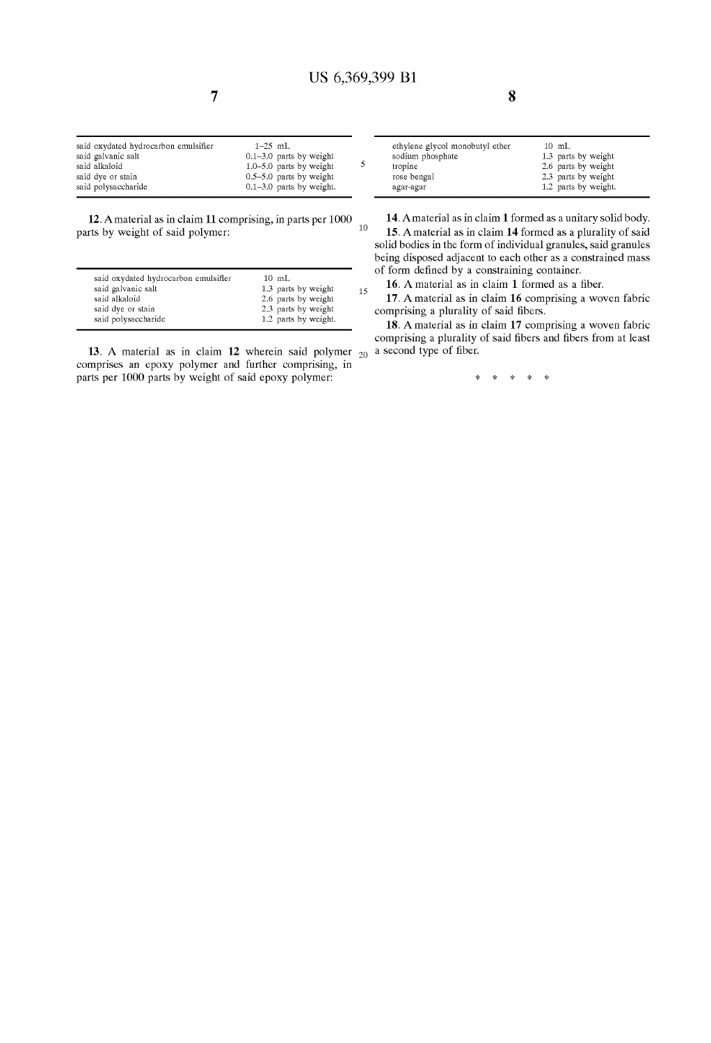| | |
|---|---|
| said oxydated hydrocarbon emulsifier | 1–25 mL |
| said galvanic salt | 0.1–3.0 parts by weight |
| said alkaloid | 1.0–5.0 parts by weight |
| said dye or stain | 0.5–5.0 parts by weight |
| said polysaccharide | 0.1–3.0 parts by weight. |

**12**. A material as in claim **11** comprising, in parts per 1000 parts by weight of said polymer:

| | |
|---|---|
| said oxydated hydrocarbon emulsifier | 10 mL |
| said galvanic salt | 1.3 parts by weight |
| said alkaloid | 2.6 parts by weight |
| said dye or stain | 2.3 parts by weight |
| said polysaccharide | 1.2 parts by weight. |

**13**. A material as in claim **12** wherein said polymer comprises an epoxy polymer and further comprising, in parts per 1000 parts by weight of said epoxy polymer:

| | |
|---|---|
| ethylene glycol monobutyl ether | 10 mL |
| sodium phosphate | 1.3 parts by weight |
| tropine | 2.6 parts by weight |
| rose bengal | 2.3 parts by weight |
| agar-agar | 1.2 parts by weight. |

**14**. A material as in claim **1** formed as a unitary solid body.

**15**. A material as in claim **14** formed as a plurality of said solid bodies in the form of individual granules, said granules being disposed adjacent to each other as a constrained mass of form defined by a constraining container.

**16**. A material as in claim **1** formed as a fiber.

**17**. A material as in claim **16** comprising a woven fabric comprising a plurality of said fibers.

**18**. A material as in claim **17** comprising a woven fabric comprising a plurality of said fibers and fibers from at least a second type of fiber.

* * * * *